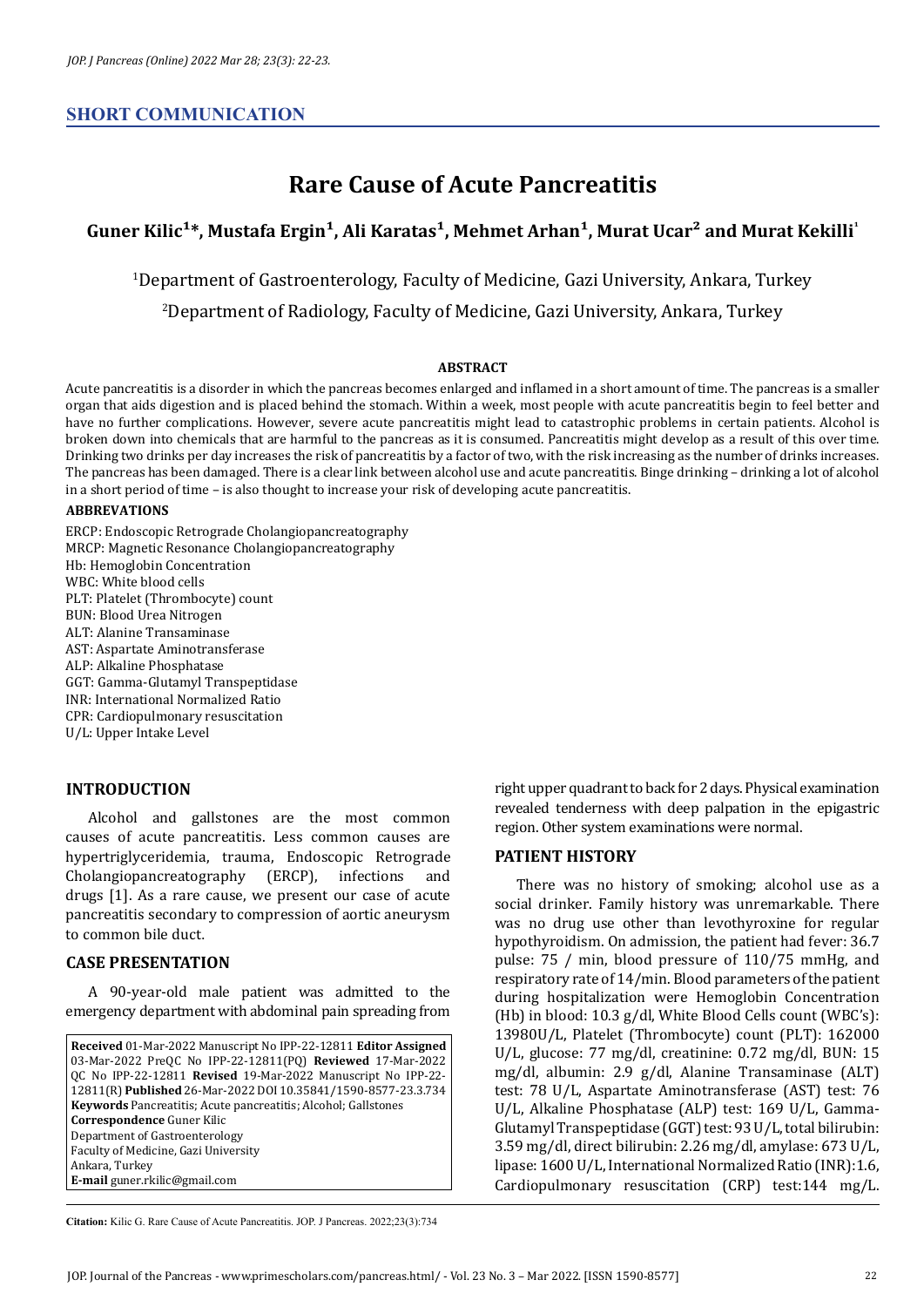**SHORT COMMUNICATION**

# Rare Cause of Acute Pancreatitis

**Guner Kilic[1]*, Mustafa Ergin[1], Ali Karatas[1], Mehmet Arhan[1], Murat Ucar[2] and Murat Kekilli[1]**

[1]Department of Gastroenterology, Faculty of Medicine, Gazi University, Ankara, Turkey

[2]Department of Radiology, Faculty of Medicine, Gazi University, Ankara, Turkey

## ABSTRACT

Acute pancreatitis is a disorder in which the pancreas becomes enlarged and inflamed in a short amount of time. The pancreas is a smaller organ that aids digestion and is placed behind the stomach. Within a week, most people with acute pancreatitis begin to feel better and have no further complications. However, severe acute pancreatitis might lead to catastrophic problems in certain patients. Alcohol is broken down into chemicals that are harmful to the pancreas as it is consumed. Pancreatitis might develop as a result of this over time. Drinking two drinks per day increases the risk of pancreatitis by a factor of two, with the risk increasing as the number of drinks increases. The pancreas has been damaged. There is a clear link between alcohol use and acute pancreatitis. Binge drinking – drinking a lot of alcohol in a short period of time – is also thought to increase your risk of developing acute pancreatitis.

### ABBREVATIONS

ERCP: Endoscopic Retrograde Cholangiopancreatography
MRCP: Magnetic Resonance Cholangiopancreatography
Hb: Hemoglobin Concentration
WBC: White blood cells
PLT: Platelet (Thrombocyte) count
BUN: Blood Urea Nitrogen
ALT: Alanine Transaminase
AST: Aspartate Aminotransferase
ALP: Alkaline Phosphatase
GGT: Gamma-Glutamyl Transpeptidase
INR: International Normalized Ratio
CPR: Cardiopulmonary resuscitation
U/L: Upper Intake Level

## INTRODUCTION

Alcohol and gallstones are the most common causes of acute pancreatitis. Less common causes are hypertriglyceridemia, trauma, Endoscopic Retrograde Cholangiopancreatography (ERCP), infections and drugs [1]. As a rare cause, we present our case of acute pancreatitis secondary to compression of aortic aneurysm to common bile duct.

## CASE PRESENTATION

A 90-year-old male patient was admitted to the emergency department with abdominal pain spreading from right upper quadrant to back for 2 days. Physical examination revealed tenderness with deep palpation in the epigastric region. Other system examinations were normal.

## PATIENT HISTORY

There was no history of smoking; alcohol use as a social drinker. Family history was unremarkable. There was no drug use other than levothyroxine for regular hypothyroidism. On admission, the patient had fever: 36.7 pulse: 75 / min, blood pressure of 110/75 mmHg, and respiratory rate of 14/min. Blood parameters of the patient during hospitalization were Hemoglobin Concentration (Hb) in blood: 10.3 g/dl, White Blood Cells count (WBC's): 13980U/L, Platelet (Thrombocyte) count (PLT): 162000 U/L, glucose: 77 mg/dl, creatinine: 0.72 mg/dl, BUN: 15 mg/dl, albumin: 2.9 g/dl, Alanine Transaminase (ALT) test: 78 U/L, Aspartate Aminotransferase (AST) test: 76 U/L, Alkaline Phosphatase (ALP) test: 169 U/L, Gamma-Glutamyl Transpeptidase (GGT) test: 93 U/L, total bilirubin: 3.59 mg/dl, direct bilirubin: 2.26 mg/dl, amylase: 673 U/L, lipase: 1600 U/L, International Normalized Ratio (INR):1.6, Cardiopulmonary resuscitation (CRP) test:144 mg/L.

**Received** 01-Mar-2022 Manuscript No IPP-22-12811 **Editor Assigned** 03-Mar-2022 PreQC No IPP-22-12811(PQ) **Reviewed** 17-Mar-2022 QC No IPP-22-12811 **Revised** 19-Mar-2022 Manuscript No IPP-22-12811(R) **Published** 26-Mar-2022 DOI 10.35841/1590-8577-23.3.734
**Keywords** Pancreatitis; Acute pancreatitis; Alcohol; Gallstones
**Correspondence** Guner Kilic
Department of Gastroenterology
Faculty of Medicine, Gazi University
Ankara, Turkey
**E-mail** guner.rkilic@gmail.com

**Citation:** Kilic G. Rare Cause of Acute Pancreatitis. JOP. J Pancreas. 2022;23(3):734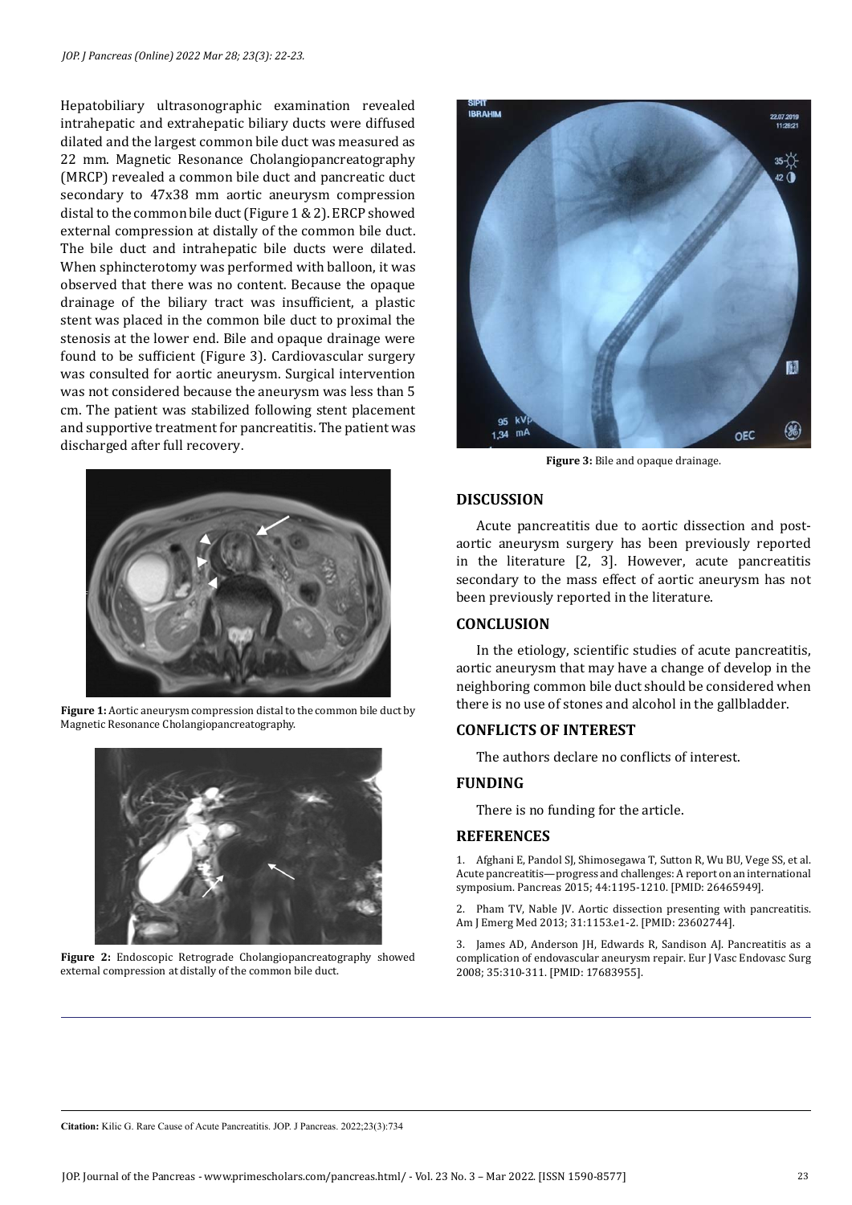Hepatobiliary ultrasonographic examination revealed intrahepatic and extrahepatic biliary ducts were diffused dilated and the largest common bile duct was measured as 22 mm. Magnetic Resonance Cholangiopancreatography (MRCP) revealed a common bile duct and pancreatic duct secondary to 47x38 mm aortic aneurysm compression distal to the common bile duct (Figure 1 & 2). ERCP showed external compression at distally of the common bile duct. The bile duct and intrahepatic bile ducts were dilated. When sphincterotomy was performed with balloon, it was observed that there was no content. Because the opaque drainage of the biliary tract was insufficient, a plastic stent was placed in the common bile duct to proximal the stenosis at the lower end. Bile and opaque drainage were found to be sufficient (Figure 3). Cardiovascular surgery was consulted for aortic aneurysm. Surgical intervention was not considered because the aneurysm was less than 5 cm. The patient was stabilized following stent placement and supportive treatment for pancreatitis. The patient was discharged after full recovery.

**Figure 1:** Aortic aneurysm compression distal to the common bile duct by Magnetic Resonance Cholangiopancreatography.

**Figure 2:** Endoscopic Retrograde Cholangiopancreatography showed external compression at distally of the common bile duct.

**Figure 3:** Bile and opaque drainage.

## DISCUSSION

Acute pancreatitis due to aortic dissection and post-aortic aneurysm surgery has been previously reported in the literature [2, 3]. However, acute pancreatitis secondary to the mass effect of aortic aneurysm has not been previously reported in the literature.

## CONCLUSION

In the etiology, scientific studies of acute pancreatitis, aortic aneurysm that may have a change of develop in the neighboring common bile duct should be considered when there is no use of stones and alcohol in the gallbladder.

## CONFLICTS OF INTEREST

The authors declare no conflicts of interest.

## FUNDING

There is no funding for the article.

## REFERENCES

1. Afghani E, Pandol SJ, Shimosegawa T, Sutton R, Wu BU, Vege SS, et al. Acute pancreatitis—progress and challenges: A report on an international symposium. Pancreas 2015; 44:1195-1210. [PMID: 26465949].

2. Pham TV, Nable JV. Aortic dissection presenting with pancreatitis. Am J Emerg Med 2013; 31:1153.e1-2. [PMID: 23602744].

3. James AD, Anderson JH, Edwards R, Sandison AJ. Pancreatitis as a complication of endovascular aneurysm repair. Eur J Vasc Endovasc Surg 2008; 35:310-311. [PMID: 17683955].

**Citation:** Kilic G. Rare Cause of Acute Pancreatitis. JOP. J Pancreas. 2022;23(3):734